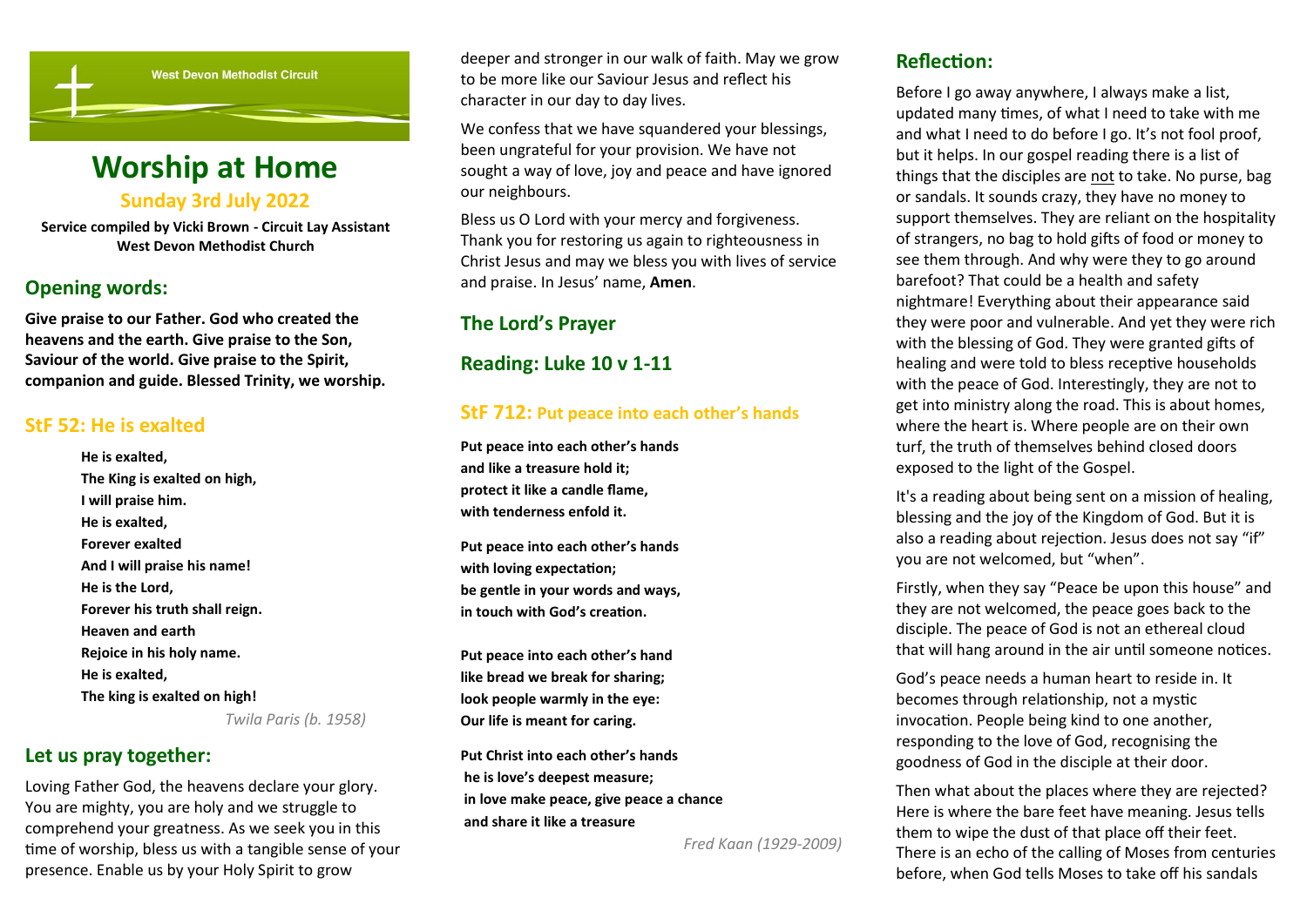West Devon Methodist Circuit

# Worship at Home

## Sunday 3rd July 2022

**Service compiled by Vicki Brown - Circuit Lay Assistant**
**West Devon Methodist Church**

## Opening words:

**Give praise to our Father. God who created the heavens and the earth. Give praise to the Son, Saviour of the world. Give praise to the Spirit, companion and guide. Blessed Trinity, we worship.**

## StF 52: He is exalted

**He is exalted,**
**The King is exalted on high,**
**I will praise him.**
**He is exalted,**
**Forever exalted**
**And I will praise his name!**
**He is the Lord,**
**Forever his truth shall reign.**
**Heaven and earth**
**Rejoice in his holy name.**
**He is exalted,**
**The king is exalted on high!**

*Twila Paris (b. 1958)*

## Let us pray together:

Loving Father God, the heavens declare your glory. You are mighty, you are holy and we struggle to comprehend your greatness. As we seek you in this time of worship, bless us with a tangible sense of your presence. Enable us by your Holy Spirit to grow deeper and stronger in our walk of faith. May we grow to be more like our Saviour Jesus and reflect his character in our day to day lives.

We confess that we have squandered your blessings, been ungrateful for your provision. We have not sought a way of love, joy and peace and have ignored our neighbours.

Bless us O Lord with your mercy and forgiveness. Thank you for restoring us again to righteousness in Christ Jesus and may we bless you with lives of service and praise. In Jesus' name, **Amen**.

## The Lord's Prayer

## Reading: Luke 10 v 1-11

## StF 712: Put peace into each other's hands

**Put peace into each other's hands**
**and like a treasure hold it;**
**protect it like a candle flame,**
**with tenderness enfold it.**

**Put peace into each other's hands**
**with loving expectation;**
**be gentle in your words and ways,**
**in touch with God's creation.**

**Put peace into each other's hand**
**like bread we break for sharing;**
**look people warmly in the eye:**
**Our life is meant for caring.**

**Put Christ into each other's hands**
**he is love's deepest measure;**
**in love make peace, give peace a chance**
**and share it like a treasure**

*Fred Kaan (1929-2009)*

## Reflection:

Before I go away anywhere, I always make a list, updated many times, of what I need to take with me and what I need to do before I go. It's not fool proof, but it helps. In our gospel reading there is a list of things that the disciples are <u>not</u> to take. No purse, bag or sandals. It sounds crazy, they have no money to support themselves. They are reliant on the hospitality of strangers, no bag to hold gifts of food or money to see them through. And why were they to go around barefoot? That could be a health and safety nightmare! Everything about their appearance said they were poor and vulnerable. And yet they were rich with the blessing of God. They were granted gifts of healing and were told to bless receptive households with the peace of God. Interestingly, they are not to get into ministry along the road. This is about homes, where the heart is. Where people are on their own turf, the truth of themselves behind closed doors exposed to the light of the Gospel.

It's a reading about being sent on a mission of healing, blessing and the joy of the Kingdom of God. But it is also a reading about rejection. Jesus does not say "if" you are not welcomed, but "when".

Firstly, when they say "Peace be upon this house" and they are not welcomed, the peace goes back to the disciple. The peace of God is not an ethereal cloud that will hang around in the air until someone notices.

God's peace needs a human heart to reside in. It becomes through relationship, not a mystic invocation. People being kind to one another, responding to the love of God, recognising the goodness of God in the disciple at their door.

Then what about the places where they are rejected? Here is where the bare feet have meaning. Jesus tells them to wipe the dust of that place off their feet. There is an echo of the calling of Moses from centuries before, when God tells Moses to take off his sandals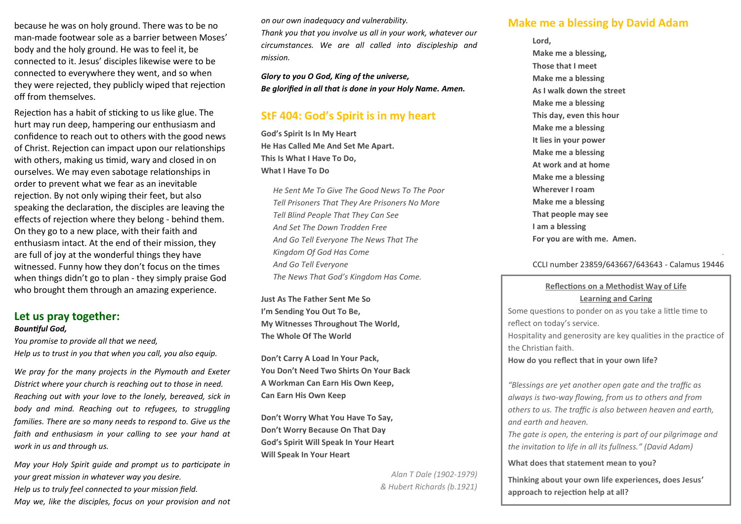because he was on holy ground. There was to be no man-made footwear sole as a barrier between Moses' body and the holy ground. He was to feel it, be connected to it. Jesus' disciples likewise were to be connected to everywhere they went, and so when they were rejected, they publicly wiped that rejection off from themselves.

Rejection has a habit of sticking to us like glue. The hurt may run deep, hampering our enthusiasm and confidence to reach out to others with the good news of Christ. Rejection can impact upon our relationships with others, making us timid, wary and closed in on ourselves. We may even sabotage relationships in order to prevent what we fear as an inevitable rejection. By not only wiping their feet, but also speaking the declaration, the disciples are leaving the effects of rejection where they belong - behind them. On they go to a new place, with their faith and enthusiasm intact. At the end of their mission, they are full of joy at the wonderful things they have witnessed. Funny how they don't focus on the times when things didn't go to plan - they simply praise God who brought them through an amazing experience.

## Let us pray together:

***Bountiful God,***

*You promise to provide all that we need,*
*Help us to trust in you that when you call, you also equip.*

*We pray for the many projects in the Plymouth and Exeter District where your church is reaching out to those in need. Reaching out with your love to the lonely, bereaved, sick in body and mind. Reaching out to refugees, to struggling families. There are so many needs to respond to. Give us the faith and enthusiasm in your calling to see your hand at work in us and through us.*

*May your Holy Spirit guide and prompt us to participate in your great mission in whatever way you desire.*
*Help us to truly feel connected to your mission field.*
*May we, like the disciples, focus on your provision and not on our own inadequacy and vulnerability.*
*Thank you that you involve us all in your work, whatever our circumstances. We are all called into discipleship and mission.*

***Glory to you O God, King of the universe,***
***Be glorified in all that is done in your Holy Name. Amen.***

## StF 404: God's Spirit is in my heart

**God's Spirit Is In My Heart**
**He Has Called Me And Set Me Apart.**
**This Is What I Have To Do,**
**What I Have To Do**

*He Sent Me To Give The Good News To The Poor*
*Tell Prisoners That They Are Prisoners No More*
*Tell Blind People That They Can See*
*And Set The Down Trodden Free*
*And Go Tell Everyone The News That The*
*Kingdom Of God Has Come*
*And Go Tell Everyone*
*The News That God's Kingdom Has Come.*

**Just As The Father Sent Me So**
**I'm Sending You Out To Be,**
**My Witnesses Throughout The World,**
**The Whole Of The World**

**Don't Carry A Load In Your Pack,**
**You Don't Need Two Shirts On Your Back**
**A Workman Can Earn His Own Keep,**
**Can Earn His Own Keep**

**Don't Worry What You Have To Say,**
**Don't Worry Because On That Day**
**God's Spirit Will Speak In Your Heart**
**Will Speak In Your Heart**

*Alan T Dale (1902-1979)*
*& Hubert Richards (b.1921)*

## Make me a blessing by David Adam

**Lord,**
**Make me a blessing,**
**Those that I meet**
**Make me a blessing**
**As I walk down the street**
**Make me a blessing**
**This day, even this hour**
**Make me a blessing**
**It lies in your power**
**Make me a blessing**
**At work and at home**
**Make me a blessing**
**Wherever I roam**
**Make me a blessing**
**That people may see**
**I am a blessing**
**For you are with me. Amen.**

CCLI number 23859/643667/643643 - Calamus 19446

**Reflections on a Methodist Way of Life**
**Learning and Caring**

Some questions to ponder on as you take a little time to reflect on today's service.
Hospitality and generosity are key qualities in the practice of the Christian faith.
**How do you reflect that in your own life?**

*"Blessings are yet another open gate and the traffic as always is two-way flowing, from us to others and from others to us. The traffic is also between heaven and earth, and earth and heaven.*
*The gate is open, the entering is part of our pilgrimage and the invitation to life in all its fullness." (David Adam)*

**What does that statement mean to you?**

**Thinking about your own life experiences, does Jesus' approach to rejection help at all?**